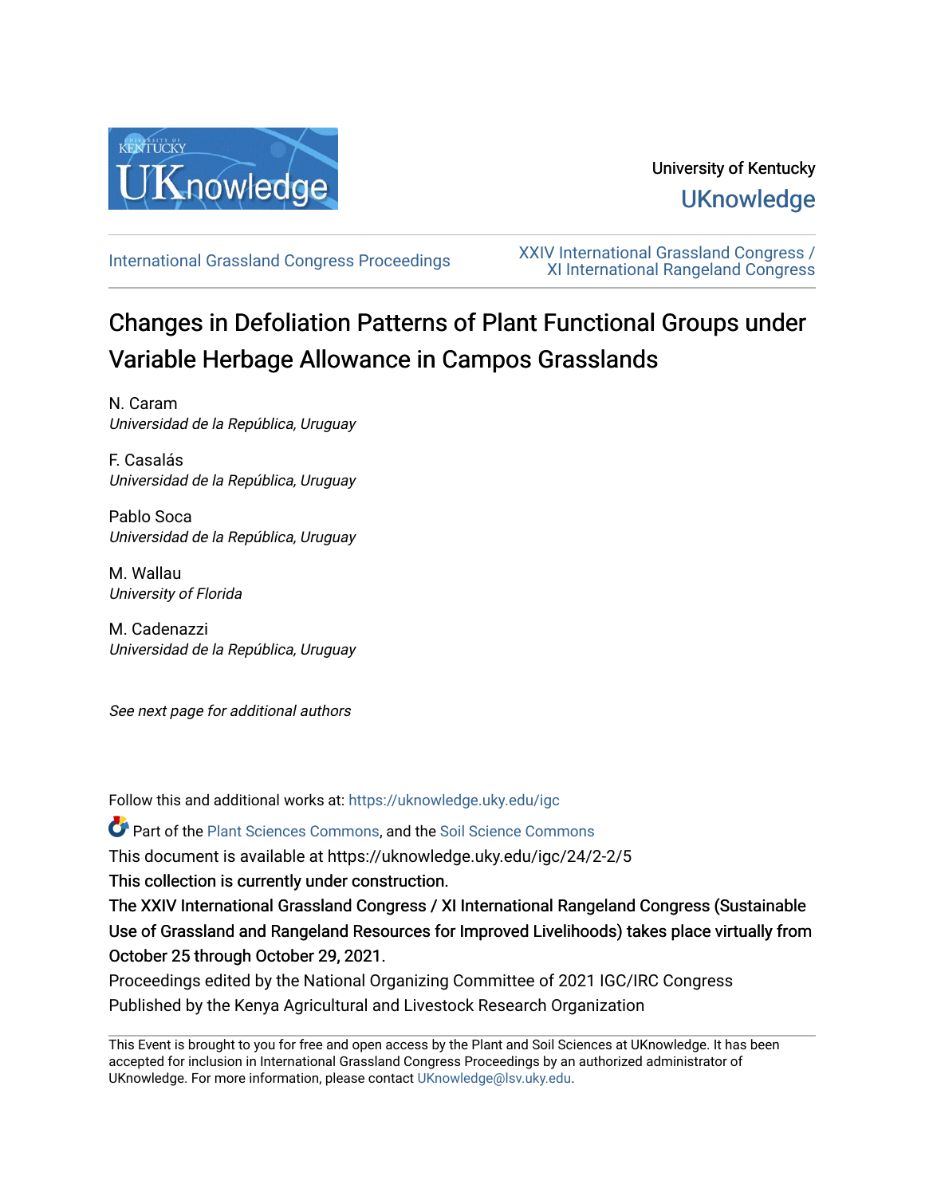University of Kentucky

UKnowledge

International Grassland Congress Proceedings

XXIV International Grassland Congress / XI International Rangeland Congress

# Changes in Defoliation Patterns of Plant Functional Groups under Variable Herbage Allowance in Campos Grasslands

N. Caram
*Universidad de la República, Uruguay*

F. Casalás
*Universidad de la República, Uruguay*

Pablo Soca
*Universidad de la República, Uruguay*

M. Wallau
*University of Florida*

M. Cadenazzi
*Universidad de la República, Uruguay*

*See next page for additional authors*

Follow this and additional works at: https://uknowledge.uky.edu/igc

Part of the Plant Sciences Commons, and the Soil Science Commons

This document is available at https://uknowledge.uky.edu/igc/24/2-2/5

This collection is currently under construction.

The XXIV International Grassland Congress / XI International Rangeland Congress (Sustainable Use of Grassland and Rangeland Resources for Improved Livelihoods) takes place virtually from October 25 through October 29, 2021.

Proceedings edited by the National Organizing Committee of 2021 IGC/IRC Congress

Published by the Kenya Agricultural and Livestock Research Organization

This Event is brought to you for free and open access by the Plant and Soil Sciences at UKnowledge. It has been accepted for inclusion in International Grassland Congress Proceedings by an authorized administrator of UKnowledge. For more information, please contact UKnowledge@lsv.uky.edu.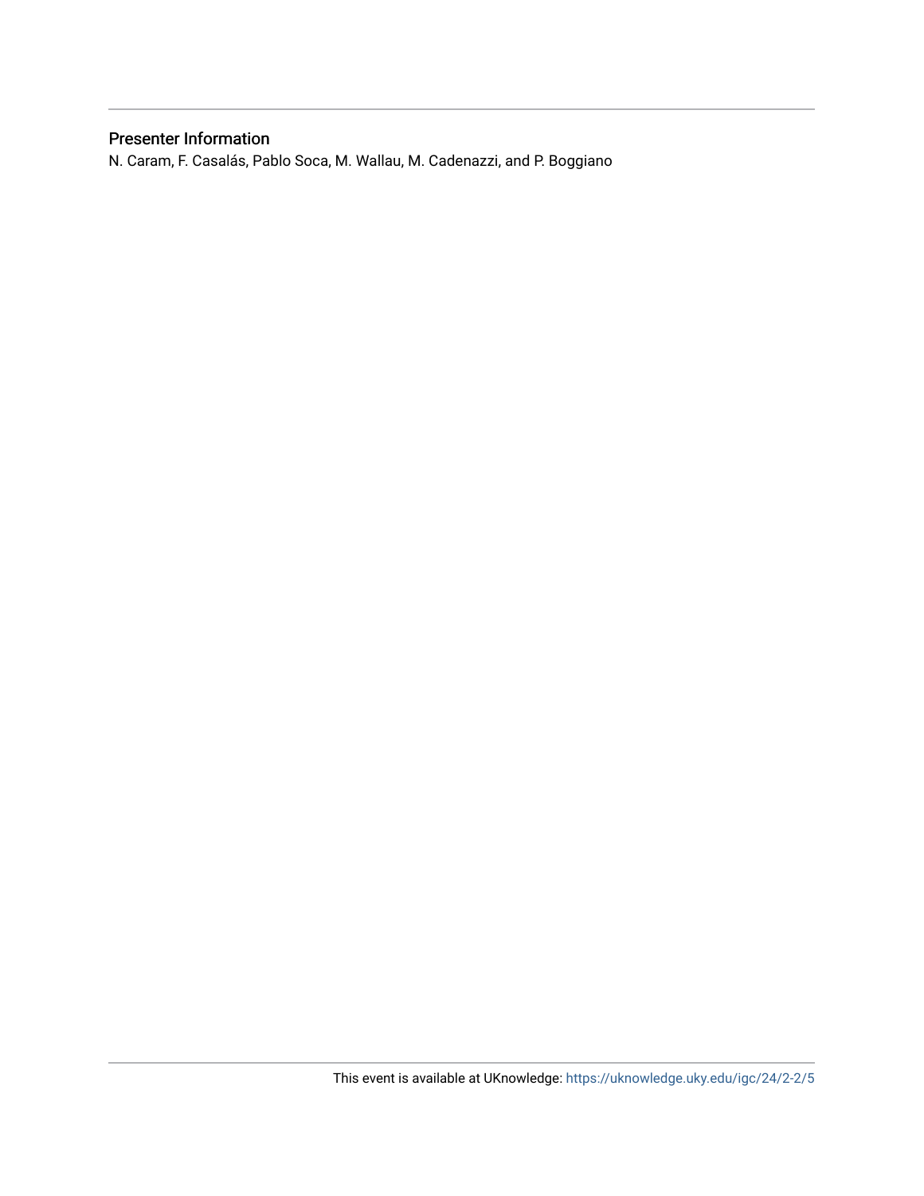## Presenter Information

N. Caram, F. Casalás, Pablo Soca, M. Wallau, M. Cadenazzi, and P. Boggiano

This event is available at UKnowledge: https://uknowledge.uky.edu/igc/24/2-2/5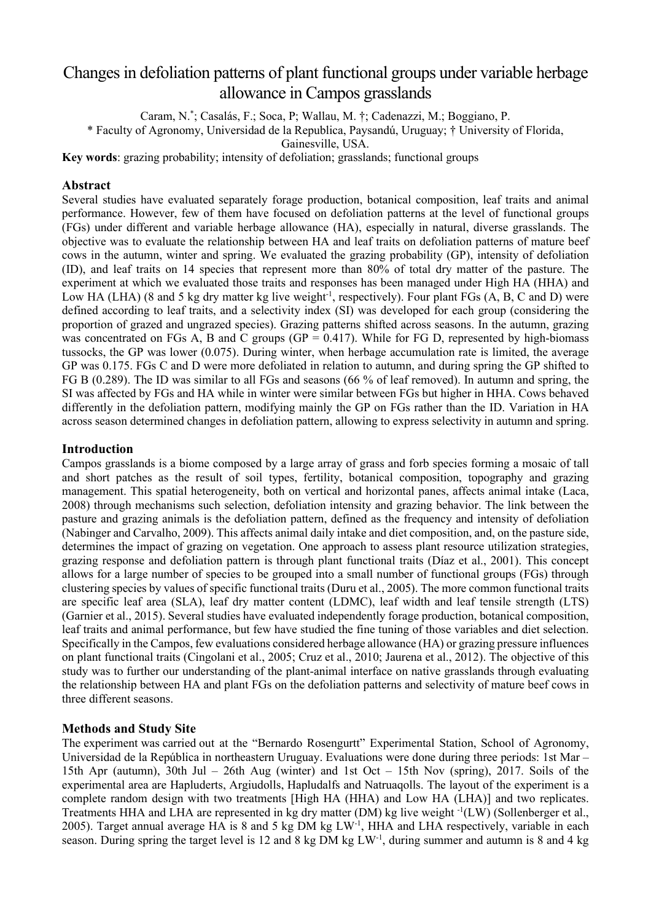# Changes in defoliation patterns of plant functional groups under variable herbage allowance in Campos grasslands

Caram, N.[*]; Casalás, F.; Soca, P; Wallau, M. †; Cadenazzi, M.; Boggiano, P.

[*] Faculty of Agronomy, Universidad de la Republica, Paysandú, Uruguay; † University of Florida, Gainesville, USA.

**Key words**: grazing probability; intensity of defoliation; grasslands; functional groups

## Abstract

Several studies have evaluated separately forage production, botanical composition, leaf traits and animal performance. However, few of them have focused on defoliation patterns at the level of functional groups (FGs) under different and variable herbage allowance (HA), especially in natural, diverse grasslands. The objective was to evaluate the relationship between HA and leaf traits on defoliation patterns of mature beef cows in the autumn, winter and spring. We evaluated the grazing probability (GP), intensity of defoliation (ID), and leaf traits on 14 species that represent more than 80% of total dry matter of the pasture. The experiment at which we evaluated those traits and responses has been managed under High HA (HHA) and Low HA (LHA) (8 and 5 kg dry matter kg live weight$^{-1}$, respectively). Four plant FGs (A, B, C and D) were defined according to leaf traits, and a selectivity index (SI) was developed for each group (considering the proportion of grazed and ungrazed species). Grazing patterns shifted across seasons. In the autumn, grazing was concentrated on FGs A, B and C groups (GP = 0.417). While for FG D, represented by high-biomass tussocks, the GP was lower (0.075). During winter, when herbage accumulation rate is limited, the average GP was 0.175. FGs C and D were more defoliated in relation to autumn, and during spring the GP shifted to FG B (0.289). The ID was similar to all FGs and seasons (66 % of leaf removed). In autumn and spring, the SI was affected by FGs and HA while in winter were similar between FGs but higher in HHA. Cows behaved differently in the defoliation pattern, modifying mainly the GP on FGs rather than the ID. Variation in HA across season determined changes in defoliation pattern, allowing to express selectivity in autumn and spring.

## Introduction

Campos grasslands is a biome composed by a large array of grass and forb species forming a mosaic of tall and short patches as the result of soil types, fertility, botanical composition, topography and grazing management. This spatial heterogeneity, both on vertical and horizontal panes, affects animal intake (Laca, 2008) through mechanisms such selection, defoliation intensity and grazing behavior. The link between the pasture and grazing animals is the defoliation pattern, defined as the frequency and intensity of defoliation (Nabinger and Carvalho, 2009). This affects animal daily intake and diet composition, and, on the pasture side, determines the impact of grazing on vegetation. One approach to assess plant resource utilization strategies, grazing response and defoliation pattern is through plant functional traits (Díaz et al., 2001). This concept allows for a large number of species to be grouped into a small number of functional groups (FGs) through clustering species by values of specific functional traits (Duru et al., 2005). The more common functional traits are specific leaf area (SLA), leaf dry matter content (LDMC), leaf width and leaf tensile strength (LTS) (Garnier et al., 2015). Several studies have evaluated independently forage production, botanical composition, leaf traits and animal performance, but few have studied the fine tuning of those variables and diet selection. Specifically in the Campos, few evaluations considered herbage allowance (HA) or grazing pressure influences on plant functional traits (Cingolani et al., 2005; Cruz et al., 2010; Jaurena et al., 2012). The objective of this study was to further our understanding of the plant-animal interface on native grasslands through evaluating the relationship between HA and plant FGs on the defoliation patterns and selectivity of mature beef cows in three different seasons.

## Methods and Study Site

The experiment was carried out at the "Bernardo Rosengurtt" Experimental Station, School of Agronomy, Universidad de la República in northeastern Uruguay. Evaluations were done during three periods: 1st Mar – 15th Apr (autumn), 30th Jul – 26th Aug (winter) and 1st Oct – 15th Nov (spring), 2017. Soils of the experimental area are Hapluderts, Argiudolls, Hapludalfs and Natruaqolls. The layout of the experiment is a complete random design with two treatments [High HA (HHA) and Low HA (LHA)] and two replicates. Treatments HHA and LHA are represented in kg dry matter (DM) kg live weight $^{-1}$(LW) (Sollenberger et al., 2005). Target annual average HA is 8 and 5 kg DM kg LW$^{-1}$, HHA and LHA respectively, variable in each season. During spring the target level is 12 and 8 kg DM kg LW$^{-1}$, during summer and autumn is 8 and 4 kg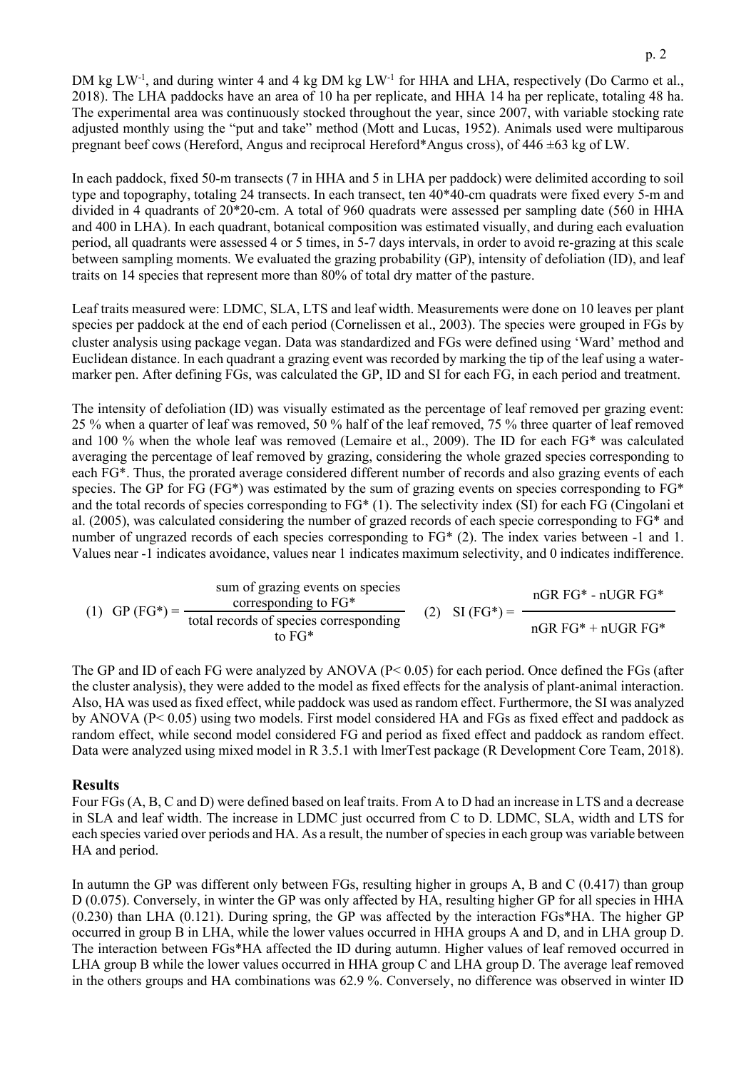DM kg $LW^{-1}$, and during winter 4 and 4 kg DM kg $LW^{-1}$ for HHA and LHA, respectively (Do Carmo et al., 2018). The LHA paddocks have an area of 10 ha per replicate, and HHA 14 ha per replicate, totaling 48 ha. The experimental area was continuously stocked throughout the year, since 2007, with variable stocking rate adjusted monthly using the "put and take" method (Mott and Lucas, 1952). Animals used were multiparous pregnant beef cows (Hereford, Angus and reciprocal Hereford*Angus cross), of 446 ±63 kg of LW.

In each paddock, fixed 50-m transects (7 in HHA and 5 in LHA per paddock) were delimited according to soil type and topography, totaling 24 transects. In each transect, ten 40*40-cm quadrats were fixed every 5-m and divided in 4 quadrants of 20*20-cm. A total of 960 quadrats were assessed per sampling date (560 in HHA and 400 in LHA). In each quadrant, botanical composition was estimated visually, and during each evaluation period, all quadrants were assessed 4 or 5 times, in 5-7 days intervals, in order to avoid re-grazing at this scale between sampling moments. We evaluated the grazing probability (GP), intensity of defoliation (ID), and leaf traits on 14 species that represent more than 80% of total dry matter of the pasture.

Leaf traits measured were: LDMC, SLA, LTS and leaf width. Measurements were done on 10 leaves per plant species per paddock at the end of each period (Cornelissen et al., 2003). The species were grouped in FGs by cluster analysis using package vegan. Data was standardized and FGs were defined using 'Ward' method and Euclidean distance. In each quadrant a grazing event was recorded by marking the tip of the leaf using a water-marker pen. After defining FGs, was calculated the GP, ID and SI for each FG, in each period and treatment.

The intensity of defoliation (ID) was visually estimated as the percentage of leaf removed per grazing event: 25 % when a quarter of leaf was removed, 50 % half of the leaf removed, 75 % three quarter of leaf removed and 100 % when the whole leaf was removed (Lemaire et al., 2009). The ID for each FG* was calculated averaging the percentage of leaf removed by grazing, considering the whole grazed species corresponding to each FG*. Thus, the prorated average considered different number of records and also grazing events of each species. The GP for FG (FG*) was estimated by the sum of grazing events on species corresponding to FG* and the total records of species corresponding to FG* (1). The selectivity index (SI) for each FG (Cingolani et al. (2005), was calculated considering the number of grazed records of each specie corresponding to FG* and number of ungrazed records of each species corresponding to FG* (2). The index varies between -1 and 1. Values near -1 indicates avoidance, values near 1 indicates maximum selectivity, and 0 indicates indifference.

$$(1)\quad \text{GP (FG*)} = \frac{\text{sum of grazing events on species corresponding to FG*}}{\text{total records of species corresponding to FG*}} \qquad (2)\quad \text{SI (FG*)} = \frac{\text{nGR FG* - nUGR FG*}}{\text{nGR FG* + nUGR FG*}}$$

The GP and ID of each FG were analyzed by ANOVA ($P < 0.05$) for each period. Once defined the FGs (after the cluster analysis), they were added to the model as fixed effects for the analysis of plant-animal interaction. Also, HA was used as fixed effect, while paddock was used as random effect. Furthermore, the SI was analyzed by ANOVA ($P < 0.05$) using two models. First model considered HA and FGs as fixed effect and paddock as random effect, while second model considered FG and period as fixed effect and paddock as random effect. Data were analyzed using mixed model in R 3.5.1 with lmerTest package (R Development Core Team, 2018).

## Results

Four FGs (A, B, C and D) were defined based on leaf traits. From A to D had an increase in LTS and a decrease in SLA and leaf width. The increase in LDMC just occurred from C to D. LDMC, SLA, width and LTS for each species varied over periods and HA. As a result, the number of species in each group was variable between HA and period.

In autumn the GP was different only between FGs, resulting higher in groups A, B and C (0.417) than group D (0.075). Conversely, in winter the GP was only affected by HA, resulting higher GP for all species in HHA (0.230) than LHA (0.121). During spring, the GP was affected by the interaction FGs*HA. The higher GP occurred in group B in LHA, while the lower values occurred in HHA groups A and D, and in LHA group D. The interaction between FGs*HA affected the ID during autumn. Higher values of leaf removed occurred in LHA group B while the lower values occurred in HHA group C and LHA group D. The average leaf removed in the others groups and HA combinations was 62.9 %. Conversely, no difference was observed in winter ID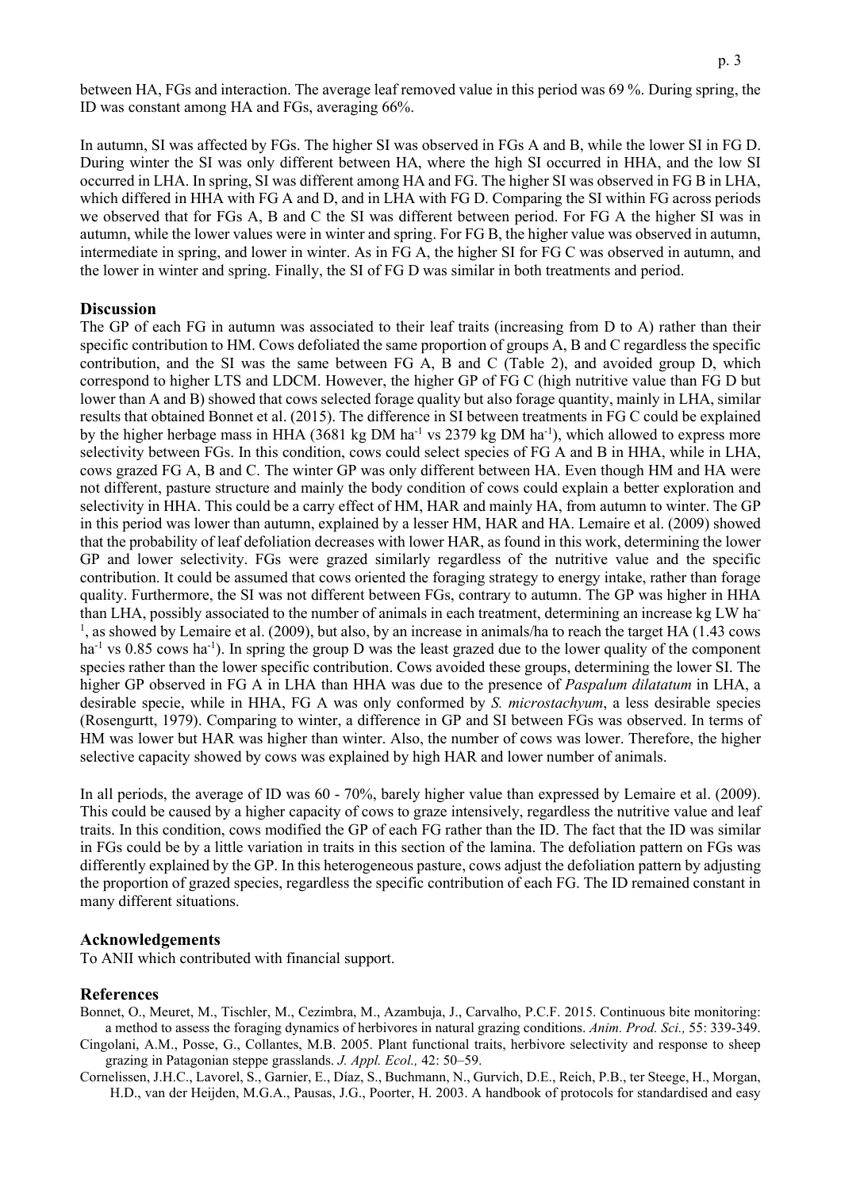between HA, FGs and interaction. The average leaf removed value in this period was 69 %. During spring, the ID was constant among HA and FGs, averaging 66%.

In autumn, SI was affected by FGs. The higher SI was observed in FGs A and B, while the lower SI in FG D. During winter the SI was only different between HA, where the high SI occurred in HHA, and the low SI occurred in LHA. In spring, SI was different among HA and FG. The higher SI was observed in FG B in LHA, which differed in HHA with FG A and D, and in LHA with FG D. Comparing the SI within FG across periods we observed that for FGs A, B and C the SI was different between period. For FG A the higher SI was in autumn, while the lower values were in winter and spring. For FG B, the higher value was observed in autumn, intermediate in spring, and lower in winter. As in FG A, the higher SI for FG C was observed in autumn, and the lower in winter and spring. Finally, the SI of FG D was similar in both treatments and period.

## Discussion

The GP of each FG in autumn was associated to their leaf traits (increasing from D to A) rather than their specific contribution to HM. Cows defoliated the same proportion of groups A, B and C regardless the specific contribution, and the SI was the same between FG A, B and C (Table 2), and avoided group D, which correspond to higher LTS and LDCM. However, the higher GP of FG C (high nutritive value than FG D but lower than A and B) showed that cows selected forage quality but also forage quantity, mainly in LHA, similar results that obtained Bonnet et al. (2015). The difference in SI between treatments in FG C could be explained by the higher herbage mass in HHA (3681 kg DM ha$^{-1}$ vs 2379 kg DM ha$^{-1}$), which allowed to express more selectivity between FGs. In this condition, cows could select species of FG A and B in HHA, while in LHA, cows grazed FG A, B and C. The winter GP was only different between HA. Even though HM and HA were not different, pasture structure and mainly the body condition of cows could explain a better exploration and selectivity in HHA. This could be a carry effect of HM, HAR and mainly HA, from autumn to winter. The GP in this period was lower than autumn, explained by a lesser HM, HAR and HA. Lemaire et al. (2009) showed that the probability of leaf defoliation decreases with lower HAR, as found in this work, determining the lower GP and lower selectivity. FGs were grazed similarly regardless of the nutritive value and the specific contribution. It could be assumed that cows oriented the foraging strategy to energy intake, rather than forage quality. Furthermore, the SI was not different between FGs, contrary to autumn. The GP was higher in HHA than LHA, possibly associated to the number of animals in each treatment, determining an increase kg LW ha$^{-1}$, as showed by Lemaire et al. (2009), but also, by an increase in animals/ha to reach the target HA (1.43 cows ha$^{-1}$ vs 0.85 cows ha$^{-1}$). In spring the group D was the least grazed due to the lower quality of the component species rather than the lower specific contribution. Cows avoided these groups, determining the lower SI. The higher GP observed in FG A in LHA than HHA was due to the presence of *Paspalum dilatatum* in LHA, a desirable specie, while in HHA, FG A was only conformed by *S. microstachyum*, a less desirable species (Rosengurtt, 1979). Comparing to winter, a difference in GP and SI between FGs was observed. In terms of HM was lower but HAR was higher than winter. Also, the number of cows was lower. Therefore, the higher selective capacity showed by cows was explained by high HAR and lower number of animals.

In all periods, the average of ID was 60 - 70%, barely higher value than expressed by Lemaire et al. (2009). This could be caused by a higher capacity of cows to graze intensively, regardless the nutritive value and leaf traits. In this condition, cows modified the GP of each FG rather than the ID. The fact that the ID was similar in FGs could be by a little variation in traits in this section of the lamina. The defoliation pattern on FGs was differently explained by the GP. In this heterogeneous pasture, cows adjust the defoliation pattern by adjusting the proportion of grazed species, regardless the specific contribution of each FG. The ID remained constant in many different situations.

## Acknowledgements

To ANII which contributed with financial support.

## References

Bonnet, O., Meuret, M., Tischler, M., Cezimbra, M., Azambuja, J., Carvalho, P.C.F. 2015. Continuous bite monitoring: a method to assess the foraging dynamics of herbivores in natural grazing conditions. *Anim. Prod. Sci.,* 55: 339-349.

Cingolani, A.M., Posse, G., Collantes, M.B. 2005. Plant functional traits, herbivore selectivity and response to sheep grazing in Patagonian steppe grasslands. *J. Appl. Ecol.,* 42: 50–59.

Cornelissen, J.H.C., Lavorel, S., Garnier, E., Díaz, S., Buchmann, N., Gurvich, D.E., Reich, P.B., ter Steege, H., Morgan, H.D., van der Heijden, M.G.A., Pausas, J.G., Poorter, H. 2003. A handbook of protocols for standardised and easy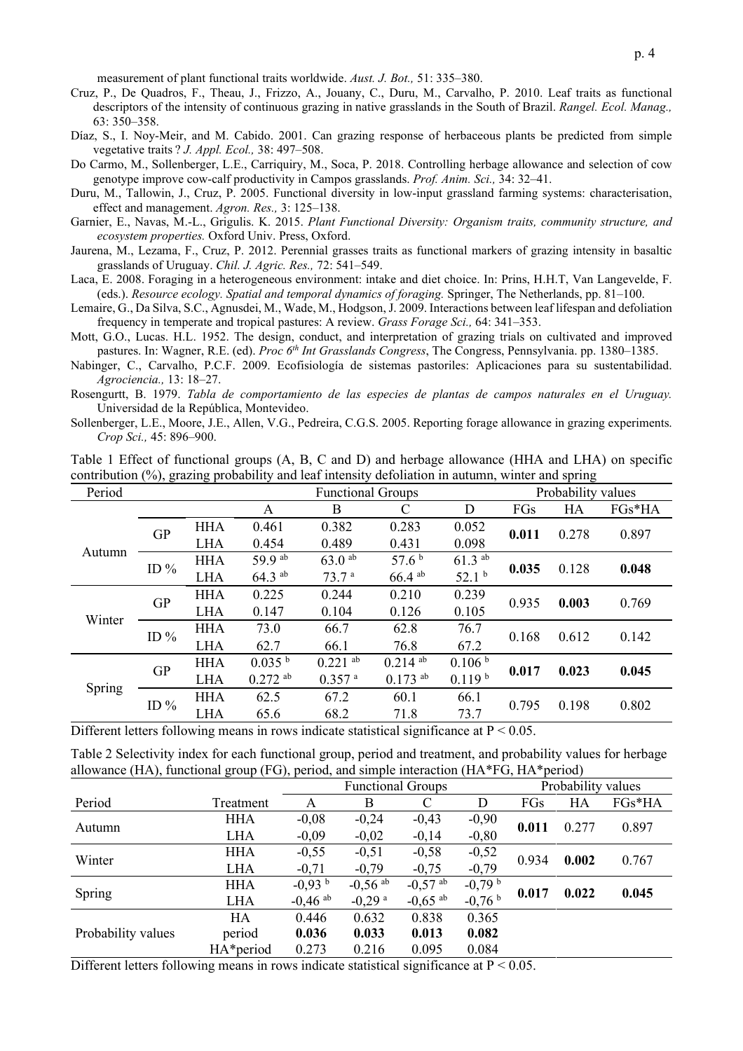measurement of plant functional traits worldwide. *Aust. J. Bot.,* 51: 335–380.

Cruz, P., De Quadros, F., Theau, J., Frizzo, A., Jouany, C., Duru, M., Carvalho, P. 2010. Leaf traits as functional descriptors of the intensity of continuous grazing in native grasslands in the South of Brazil. *Rangel. Ecol. Manag.,* 63: 350–358.

Díaz, S., I. Noy-Meir, and M. Cabido. 2001. Can grazing response of herbaceous plants be predicted from simple vegetative traits ? *J. Appl. Ecol.,* 38: 497–508.

Do Carmo, M., Sollenberger, L.E., Carriquiry, M., Soca, P. 2018. Controlling herbage allowance and selection of cow genotype improve cow-calf productivity in Campos grasslands. *Prof. Anim. Sci.,* 34: 32–41.

Duru, M., Tallowin, J., Cruz, P. 2005. Functional diversity in low-input grassland farming systems: characterisation, effect and management. *Agron. Res.,* 3: 125–138.

Garnier, E., Navas, M.-L., Grigulis. K. 2015. *Plant Functional Diversity: Organism traits, community structure, and ecosystem properties.* Oxford Univ. Press, Oxford.

Jaurena, M., Lezama, F., Cruz, P. 2012. Perennial grasses traits as functional markers of grazing intensity in basaltic grasslands of Uruguay. *Chil. J. Agric. Res.,* 72: 541–549.

Laca, E. 2008. Foraging in a heterogeneous environment: intake and diet choice. In: Prins, H.H.T, Van Langevelde, F. (eds.). *Resource ecology. Spatial and temporal dynamics of foraging.* Springer, The Netherlands, pp. 81–100.

Lemaire, G., Da Silva, S.C., Agnusdei, M., Wade, M., Hodgson, J. 2009. Interactions between leaf lifespan and defoliation frequency in temperate and tropical pastures: A review. *Grass Forage Sci.,* 64: 341–353.

Mott, G.O., Lucas. H.L. 1952. The design, conduct, and interpretation of grazing trials on cultivated and improved pastures. In: Wagner, R.E. (ed). *Proc 6th Int Grasslands Congress*, The Congress, Pennsylvania. pp. 1380–1385.

Nabinger, C., Carvalho, P.C.F. 2009. Ecofisiología de sistemas pastoriles: Aplicaciones para su sustentabilidad. *Agrociencia.,* 13: 18–27.

Rosengurtt, B. 1979. *Tabla de comportamiento de las especies de plantas de campos naturales en el Uruguay.* Universidad de la República, Montevideo.

Sollenberger, L.E., Moore, J.E., Allen, V.G., Pedreira, C.G.S. 2005. Reporting forage allowance in grazing experiments. *Crop Sci.,* 45: 896–900.

Table 1 Effect of functional groups (A, B, C and D) and herbage allowance (HHA and LHA) on specific contribution (%), grazing probability and leaf intensity defoliation in autumn, winter and spring

| Period | | | Functional Groups | | | | Probability values | | |
|---|---|---|---|---|---|---|---|---|---|
| | | | A | B | C | D | FGs | HA | FGs*HA |
| Autumn | GP | HHA | 0.461 | 0.382 | 0.283 | 0.052 | **0.011** | 0.278 | 0.897 |
| | | LHA | 0.454 | 0.489 | 0.431 | 0.098 | | | |
| | ID % | HHA | 59.9 $^{ab}$ | 63.0 $^{ab}$ | 57.6 $^{b}$ | 61.3 $^{ab}$ | **0.035** | 0.128 | **0.048** |
| | | LHA | 64.3 $^{ab}$ | 73.7 $^{a}$ | 66.4 $^{ab}$ | 52.1 $^{b}$ | | | |
| Winter | GP | HHA | 0.225 | 0.244 | 0.210 | 0.239 | 0.935 | **0.003** | 0.769 |
| | | LHA | 0.147 | 0.104 | 0.126 | 0.105 | | | |
| | ID % | HHA | 73.0 | 66.7 | 62.8 | 76.7 | 0.168 | 0.612 | 0.142 |
| | | LHA | 62.7 | 66.1 | 76.8 | 67.2 | | | |
| Spring | GP | HHA | 0.035 $^{b}$ | 0.221 $^{ab}$ | 0.214 $^{ab}$ | 0.106 $^{b}$ | **0.017** | **0.023** | **0.045** |
| | | LHA | 0.272 $^{ab}$ | 0.357 $^{a}$ | 0.173 $^{ab}$ | 0.119 $^{b}$ | | | |
| | ID % | HHA | 62.5 | 67.2 | 60.1 | 66.1 | 0.795 | 0.198 | 0.802 |
| | | LHA | 65.6 | 68.2 | 71.8 | 73.7 | | | |

Different letters following means in rows indicate statistical significance at $P < 0.05$.

Table 2 Selectivity index for each functional group, period and treatment, and probability values for herbage allowance (HA), functional group (FG), period, and simple interaction (HA*FG, HA*period)

| | | Functional Groups | | | | Probability values | | |
|---|---|---|---|---|---|---|---|---|
| Period | Treatment | A | B | C | D | FGs | HA | FGs*HA |
| Autumn | HHA | -0,08 | -0,24 | -0,43 | -0,90 | **0.011** | 0.277 | 0.897 |
| | LHA | -0,09 | -0,02 | -0,14 | -0,80 | | | |
| Winter | HHA | -0,55 | -0,51 | -0,58 | -0,52 | 0.934 | **0.002** | 0.767 |
| | LHA | -0,71 | -0,79 | -0,75 | -0,79 | | | |
| Spring | HHA | -0,93 $^{b}$ | -0,56 $^{ab}$ | -0,57 $^{ab}$ | -0,79 $^{b}$ | **0.017** | **0.022** | **0.045** |
| | LHA | -0,46 $^{ab}$ | -0,29 $^{a}$ | -0,65 $^{ab}$ | -0,76 $^{b}$ | | | |
| Probability values | HA | 0.446 | 0.632 | 0.838 | 0.365 | | | |
| | period | **0.036** | **0.033** | **0.013** | **0.082** | | | |
| | HA*period | 0.273 | 0.216 | 0.095 | 0.084 | | | |

Different letters following means in rows indicate statistical significance at $P < 0.05$.